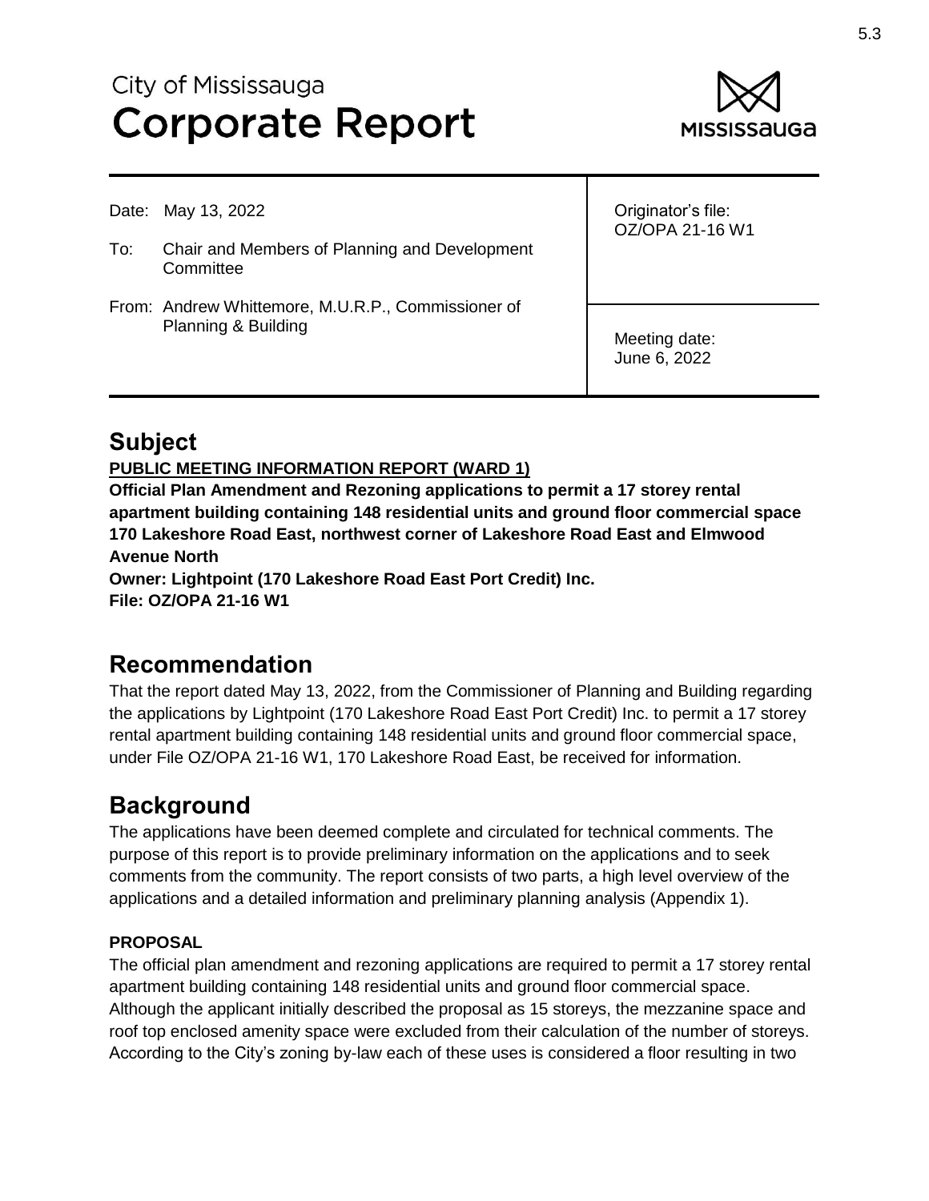City of Mississauga
# Corporate Report

| | |
|---|---|
| Date: May 13, 2022<br><br>To: Chair and Members of Planning and Development Committee<br><br>From: Andrew Whittemore, M.U.R.P., Commissioner of Planning & Building | Originator's file:<br>OZ/OPA 21-16 W1 |
| | Meeting date:<br>June 6, 2022 |

## Subject

**PUBLIC MEETING INFORMATION REPORT (WARD 1)**

**Official Plan Amendment and Rezoning applications to permit a 17 storey rental apartment building containing 148 residential units and ground floor commercial space 170 Lakeshore Road East, northwest corner of Lakeshore Road East and Elmwood Avenue North**

**Owner: Lightpoint (170 Lakeshore Road East Port Credit) Inc.**

**File: OZ/OPA 21-16 W1**

## Recommendation

That the report dated May 13, 2022, from the Commissioner of Planning and Building regarding the applications by Lightpoint (170 Lakeshore Road East Port Credit) Inc. to permit a 17 storey rental apartment building containing 148 residential units and ground floor commercial space, under File OZ/OPA 21-16 W1, 170 Lakeshore Road East, be received for information.

## Background

The applications have been deemed complete and circulated for technical comments. The purpose of this report is to provide preliminary information on the applications and to seek comments from the community. The report consists of two parts, a high level overview of the applications and a detailed information and preliminary planning analysis (Appendix 1).

### PROPOSAL

The official plan amendment and rezoning applications are required to permit a 17 storey rental apartment building containing 148 residential units and ground floor commercial space. Although the applicant initially described the proposal as 15 storeys, the mezzanine space and roof top enclosed amenity space were excluded from their calculation of the number of storeys. According to the City's zoning by-law each of these uses is considered a floor resulting in two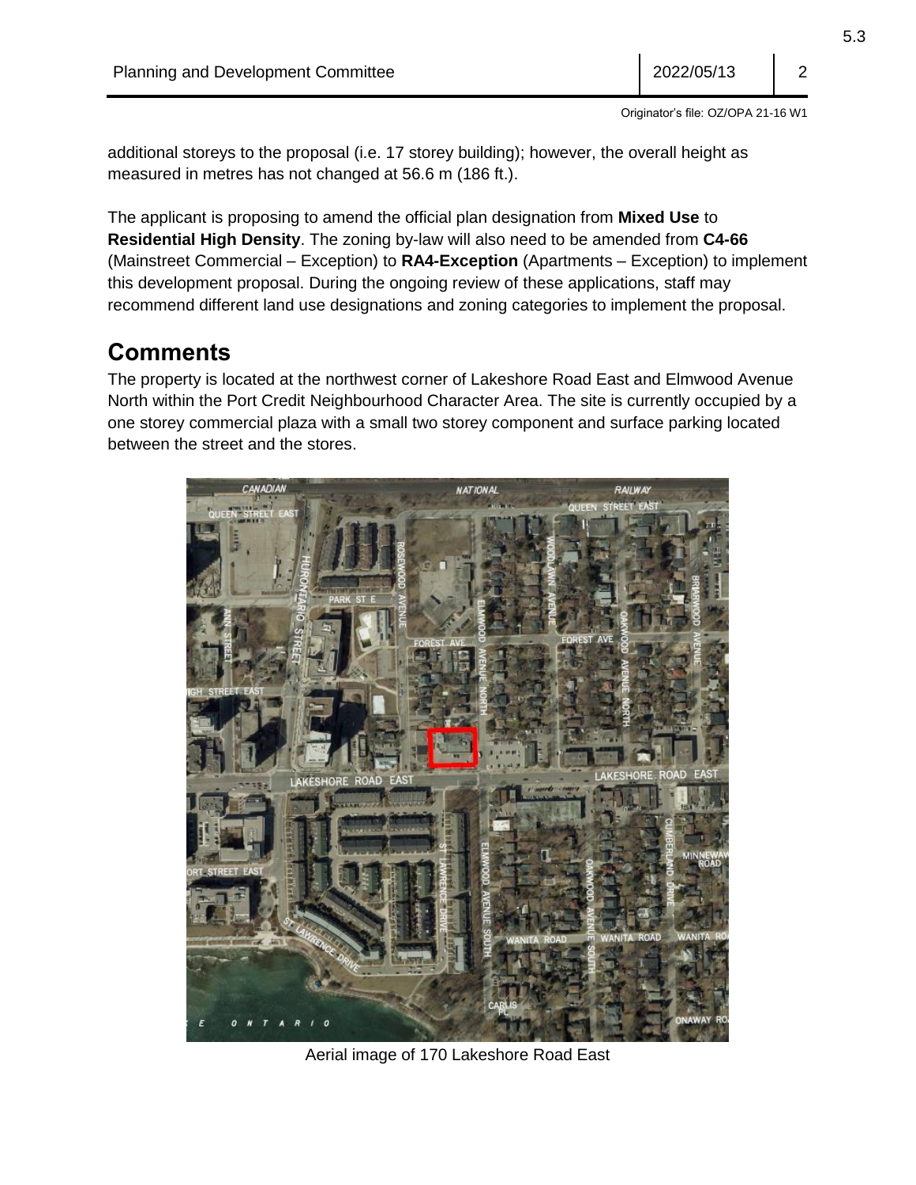Originator's file: OZ/OPA 21-16 W1

additional storeys to the proposal (i.e. 17 storey building); however, the overall height as measured in metres has not changed at 56.6 m (186 ft.).

The applicant is proposing to amend the official plan designation from **Mixed Use** to **Residential High Density**. The zoning by-law will also need to be amended from **C4-66** (Mainstreet Commercial – Exception) to **RA4-Exception** (Apartments – Exception) to implement this development proposal. During the ongoing review of these applications, staff may recommend different land use designations and zoning categories to implement the proposal.

## Comments

The property is located at the northwest corner of Lakeshore Road East and Elmwood Avenue North within the Port Credit Neighbourhood Character Area. The site is currently occupied by a one storey commercial plaza with a small two storey component and surface parking located between the street and the stores.

Aerial image of 170 Lakeshore Road East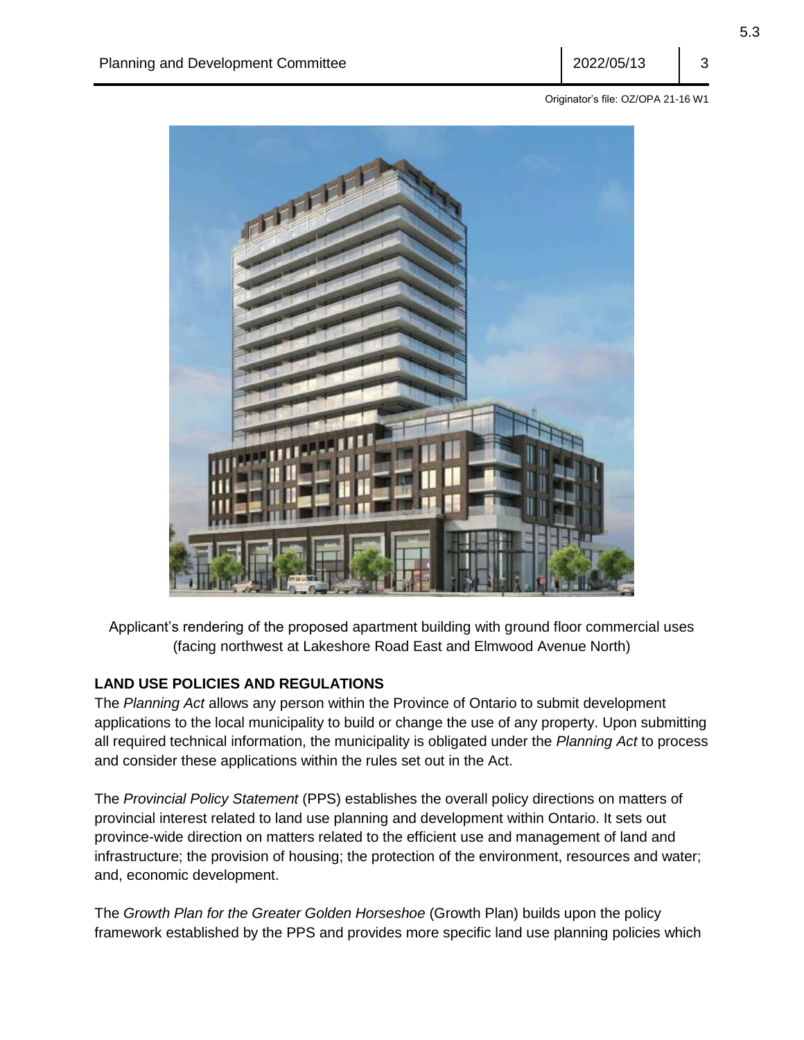Originator's file: OZ/OPA 21-16 W1

Applicant's rendering of the proposed apartment building with ground floor commercial uses (facing northwest at Lakeshore Road East and Elmwood Avenue North)

**LAND USE POLICIES AND REGULATIONS**

The *Planning Act* allows any person within the Province of Ontario to submit development applications to the local municipality to build or change the use of any property. Upon submitting all required technical information, the municipality is obligated under the *Planning Act* to process and consider these applications within the rules set out in the Act.

The *Provincial Policy Statement* (PPS) establishes the overall policy directions on matters of provincial interest related to land use planning and development within Ontario. It sets out province-wide direction on matters related to the efficient use and management of land and infrastructure; the provision of housing; the protection of the environment, resources and water; and, economic development.

The *Growth Plan for the Greater Golden Horseshoe* (Growth Plan) builds upon the policy framework established by the PPS and provides more specific land use planning policies which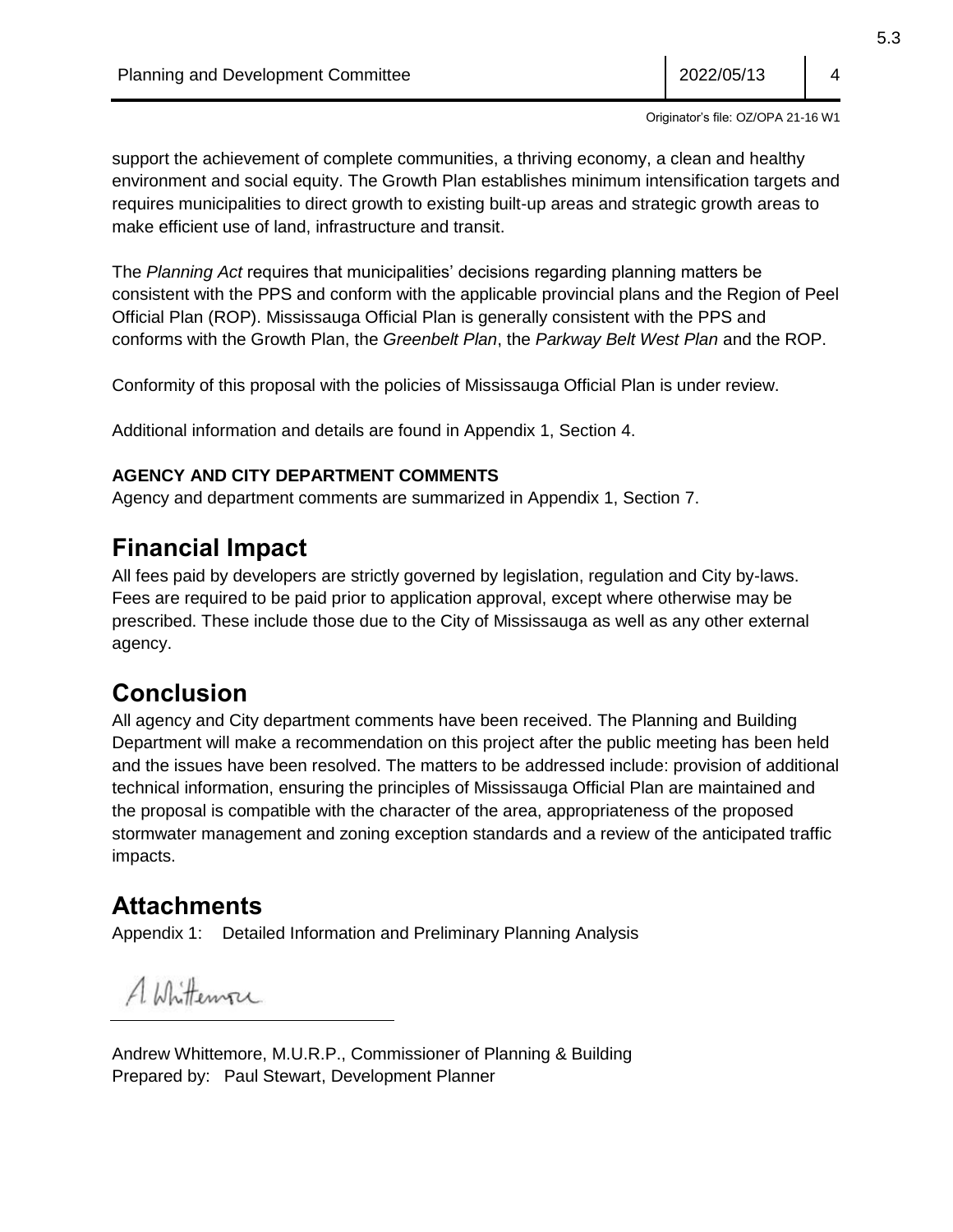Originator's file: OZ/OPA 21-16 W1

support the achievement of complete communities, a thriving economy, a clean and healthy environment and social equity. The Growth Plan establishes minimum intensification targets and requires municipalities to direct growth to existing built-up areas and strategic growth areas to make efficient use of land, infrastructure and transit.

The *Planning Act* requires that municipalities' decisions regarding planning matters be consistent with the PPS and conform with the applicable provincial plans and the Region of Peel Official Plan (ROP). Mississauga Official Plan is generally consistent with the PPS and conforms with the Growth Plan, the *Greenbelt Plan*, the *Parkway Belt West Plan* and the ROP.

Conformity of this proposal with the policies of Mississauga Official Plan is under review.

Additional information and details are found in Appendix 1, Section 4.

**AGENCY AND CITY DEPARTMENT COMMENTS**

Agency and department comments are summarized in Appendix 1, Section 7.

## Financial Impact

All fees paid by developers are strictly governed by legislation, regulation and City by-laws. Fees are required to be paid prior to application approval, except where otherwise may be prescribed. These include those due to the City of Mississauga as well as any other external agency.

## Conclusion

All agency and City department comments have been received. The Planning and Building Department will make a recommendation on this project after the public meeting has been held and the issues have been resolved. The matters to be addressed include: provision of additional technical information, ensuring the principles of Mississauga Official Plan are maintained and the proposal is compatible with the character of the area, appropriateness of the proposed stormwater management and zoning exception standards and a review of the anticipated traffic impacts.

## Attachments

Appendix 1: Detailed Information and Preliminary Planning Analysis

A. Whittemore

Andrew Whittemore, M.U.R.P., Commissioner of Planning & Building
Prepared by: Paul Stewart, Development Planner